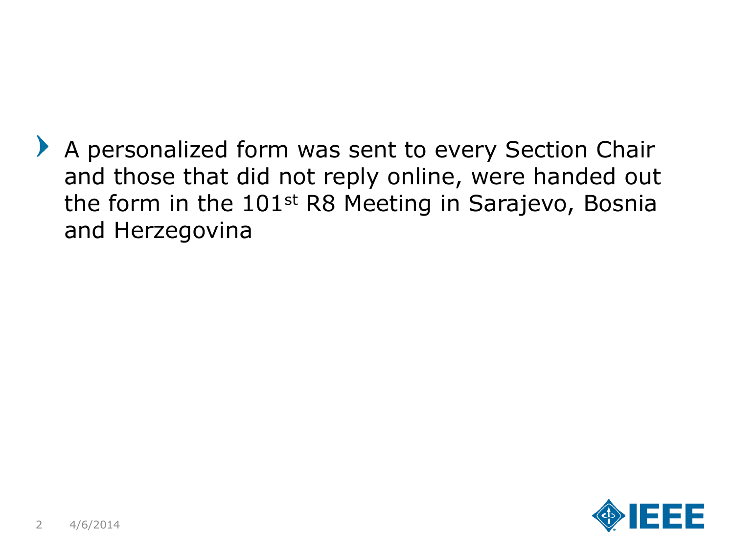- A personalized form was sent to every Section Chair and those that did not reply online, were handed out the form in the 101st R8 Meeting in Sarajevo, Bosnia and Herzegovina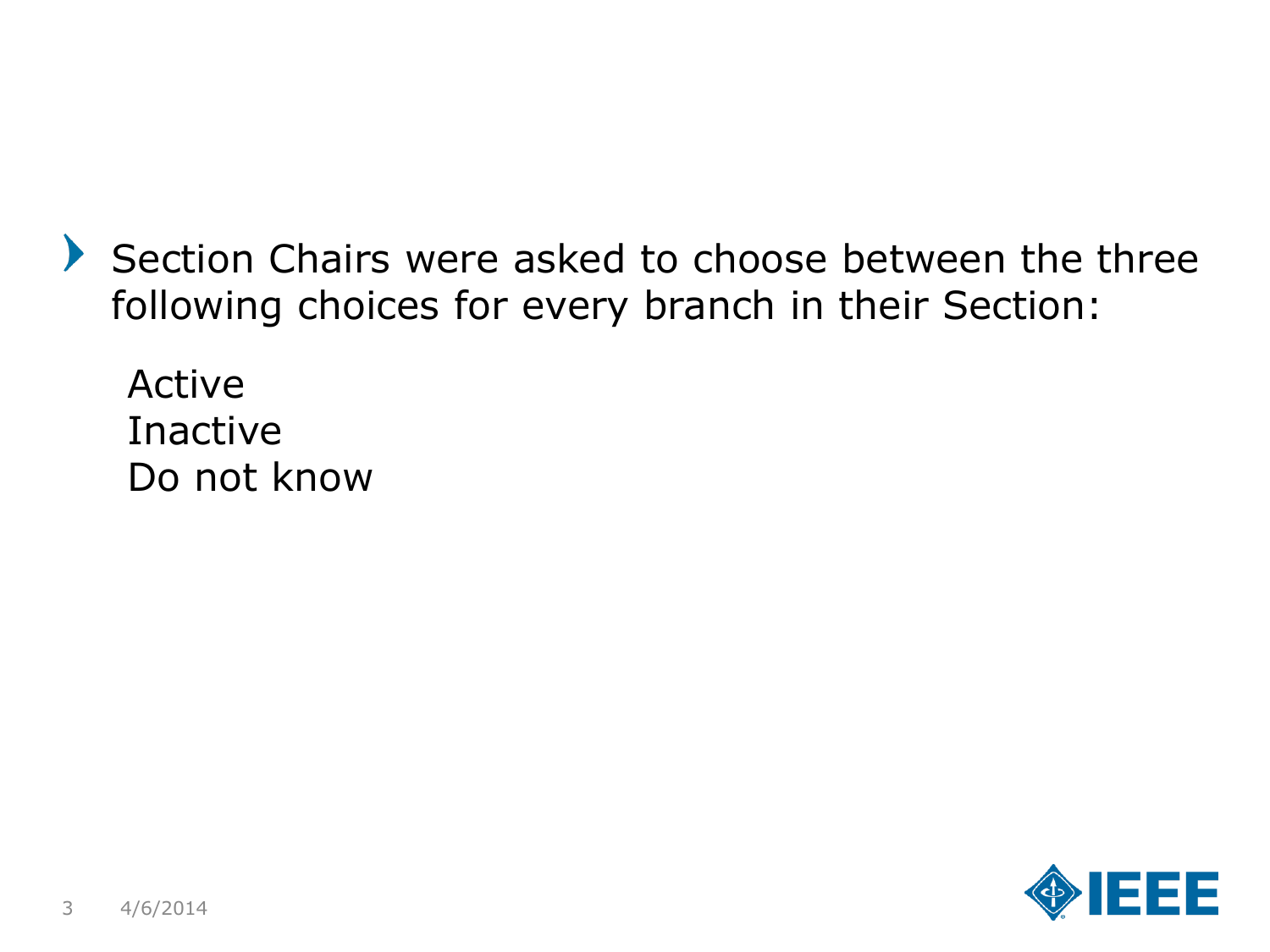- Section Chairs were asked to choose between the three following choices for every branch in their Section:

  Active
  Inactive
  Do not know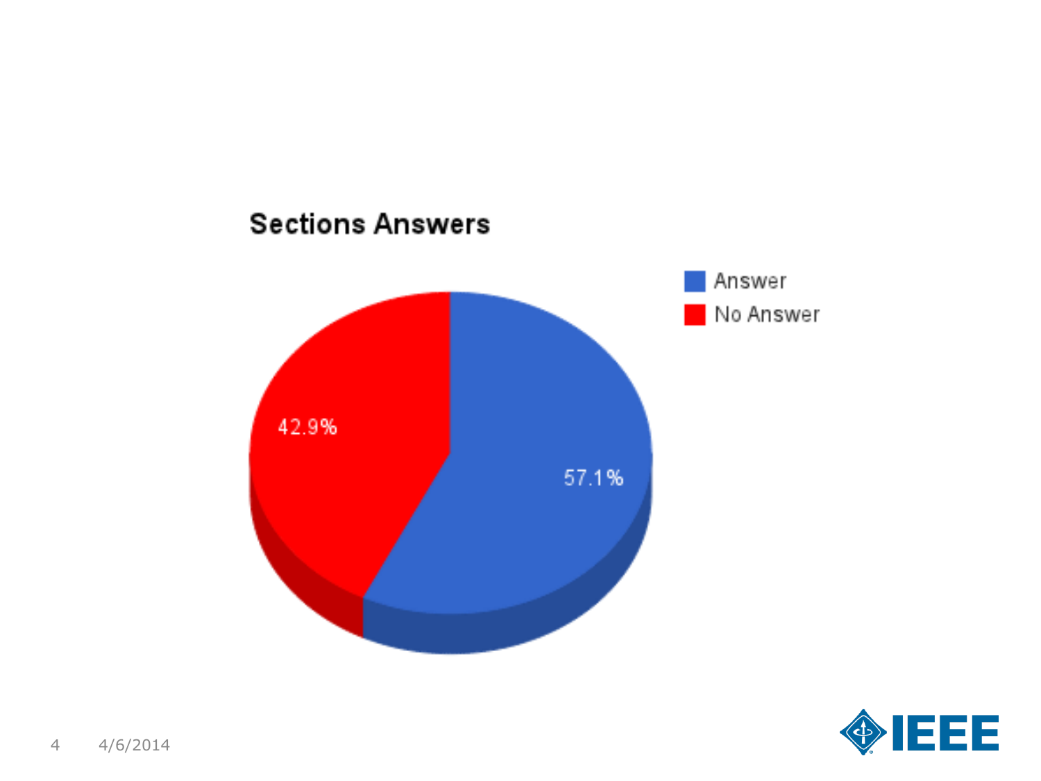**Sections Answers**

- Answer: 57.1%
- No Answer: 42.9%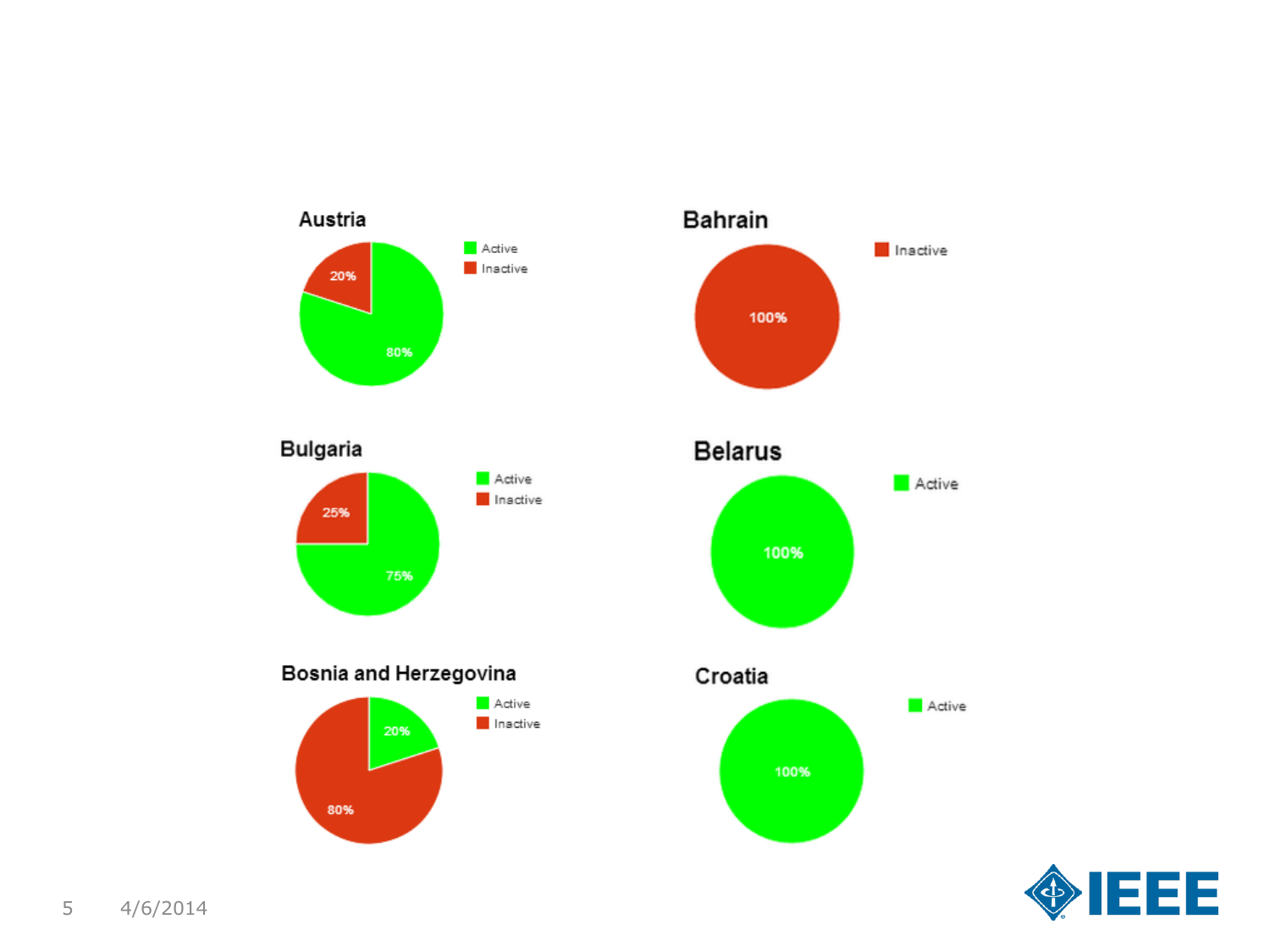### Austria

- Active: 80%
- Inactive: 20%

### Bahrain

- Inactive: 100%

### Bulgaria

- Active: 75%
- Inactive: 25%

### Belarus

- Active: 100%

### Bosnia and Herzegovina

- Active: 20%
- Inactive: 80%

### Croatia

- Active: 100%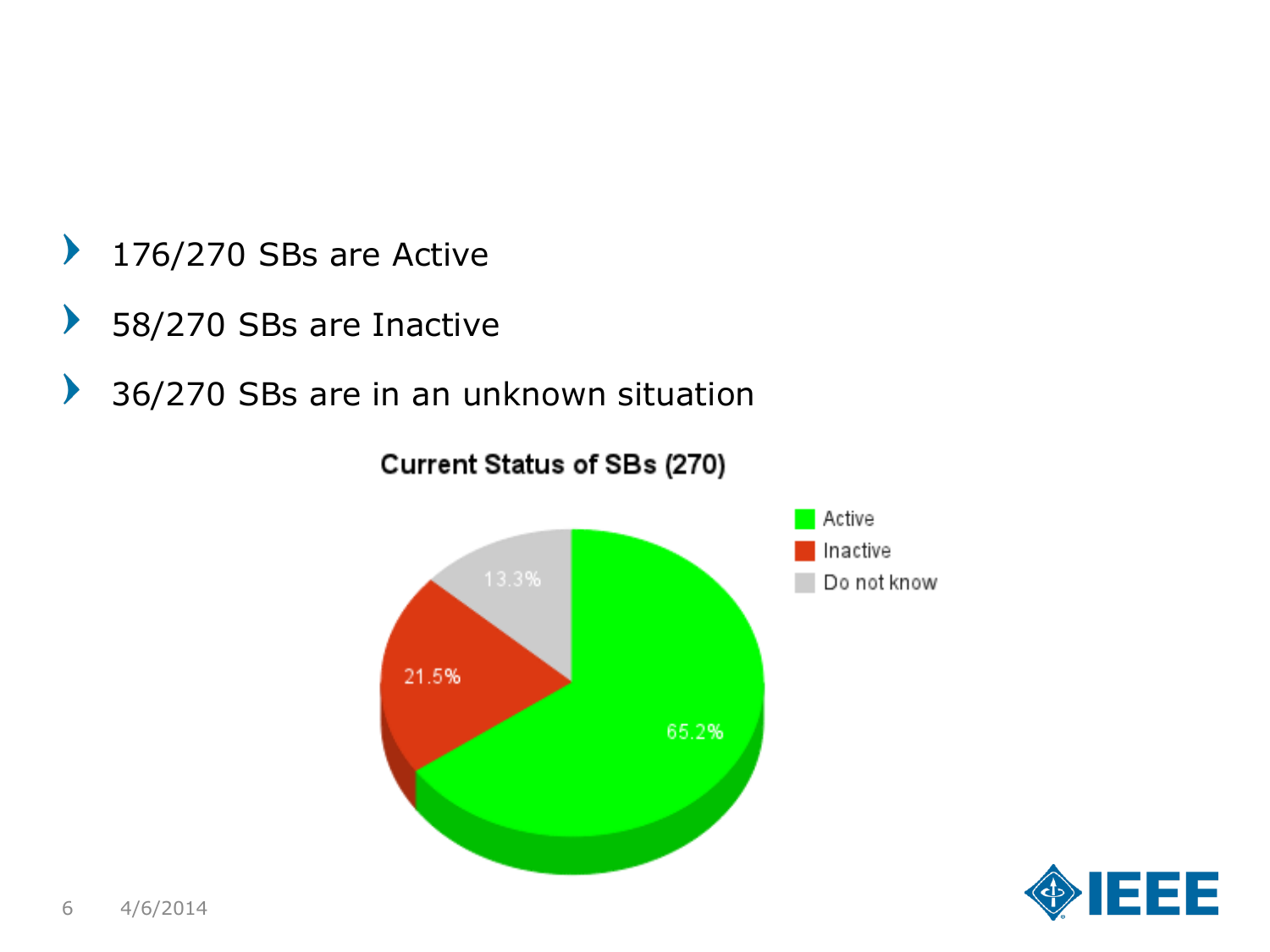- 176/270 SBs are Active
- 58/270 SBs are Inactive
- 36/270 SBs are in an unknown situation

**Current Status of SBs (270)**

| Status | Percentage |
|---|---|
| Active | 65.2% |
| Inactive | 21.5% |
| Do not know | 13.3% |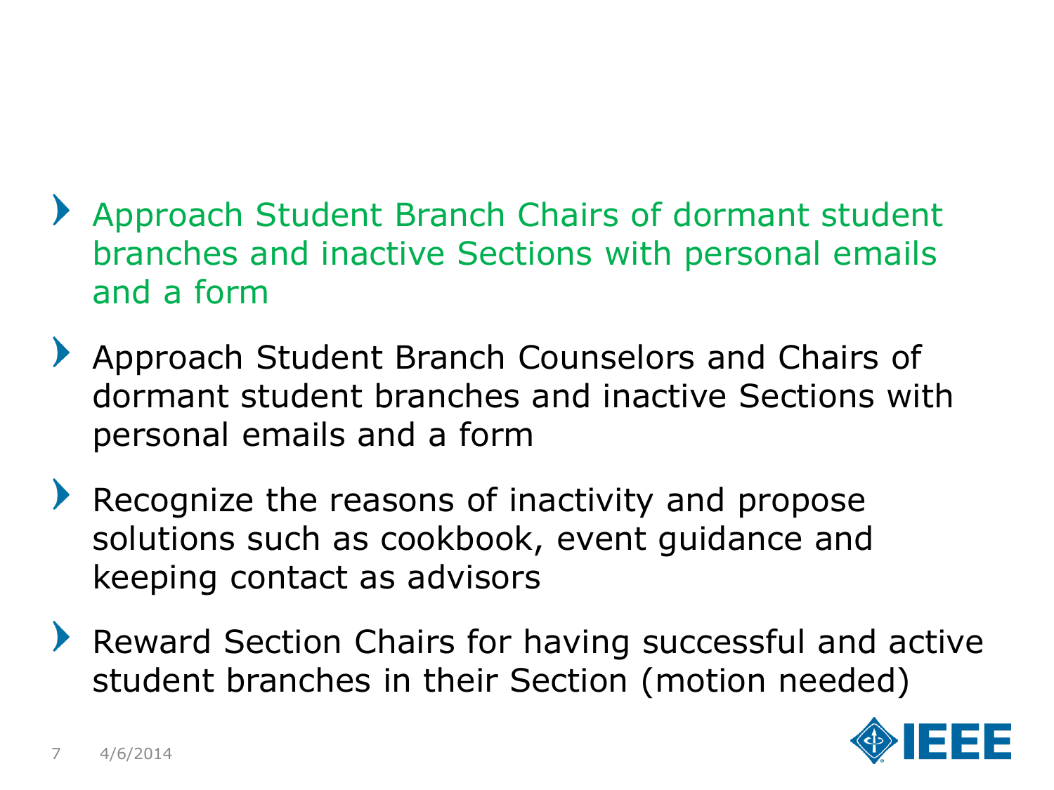- Approach Student Branch Chairs of dormant student branches and inactive Sections with personal emails and a form
- Approach Student Branch Counselors and Chairs of dormant student branches and inactive Sections with personal emails and a form
- Recognize the reasons of inactivity and propose solutions such as cookbook, event guidance and keeping contact as advisors
- Reward Section Chairs for having successful and active student branches in their Section (motion needed)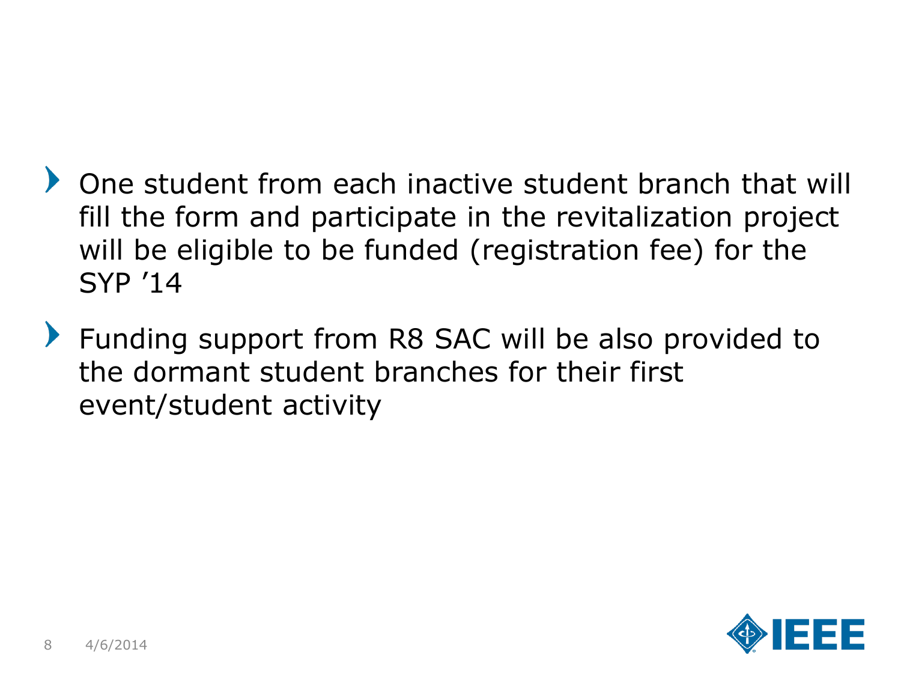- One student from each inactive student branch that will fill the form and participate in the revitalization project will be eligible to be funded (registration fee) for the SYP ’14
- Funding support from R8 SAC will be also provided to the dormant student branches for their first event/student activity